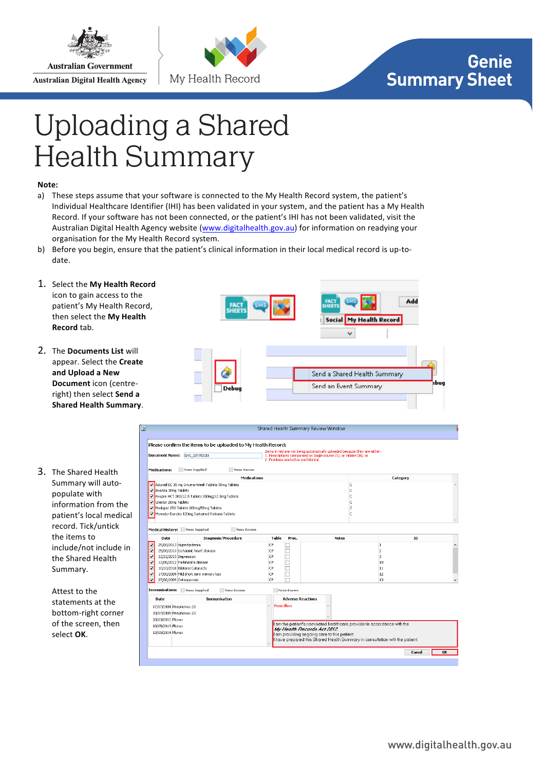Australian Government
Australian Digital Health Agency

My Health Record

**Genie Summary Sheet**

# Uploading a Shared Health Summary

**Note:**

a) These steps assume that your software is connected to the My Health Record system, the patient's Individual Healthcare Identifier (IHI) has been validated in your system, and the patient has a My Health Record. If your software has not been connected, or the patient's IHI has not been validated, visit the Australian Digital Health Agency website (www.digitalhealth.gov.au) for information on readying your organisation for the My Health Record system.

b) Before you begin, ensure that the patient's clinical information in their local medical record is up-to-date.

1. Select the **My Health Record** icon to gain access to the patient's My Health Record, then select the **My Health Record** tab.

2. The **Documents List** will appear. Select the **Create and Upload a New Document** icon (centre-right) then select **Send a Shared Health Summary**.

3. The Shared Health Summary will auto-populate with information from the patient's local medical record. Tick/untick the items to include/not include in the Shared Health Summary.

   Attest to the statements at the bottom-right corner of the screen, then select **OK**.

www.digitalhealth.gov.au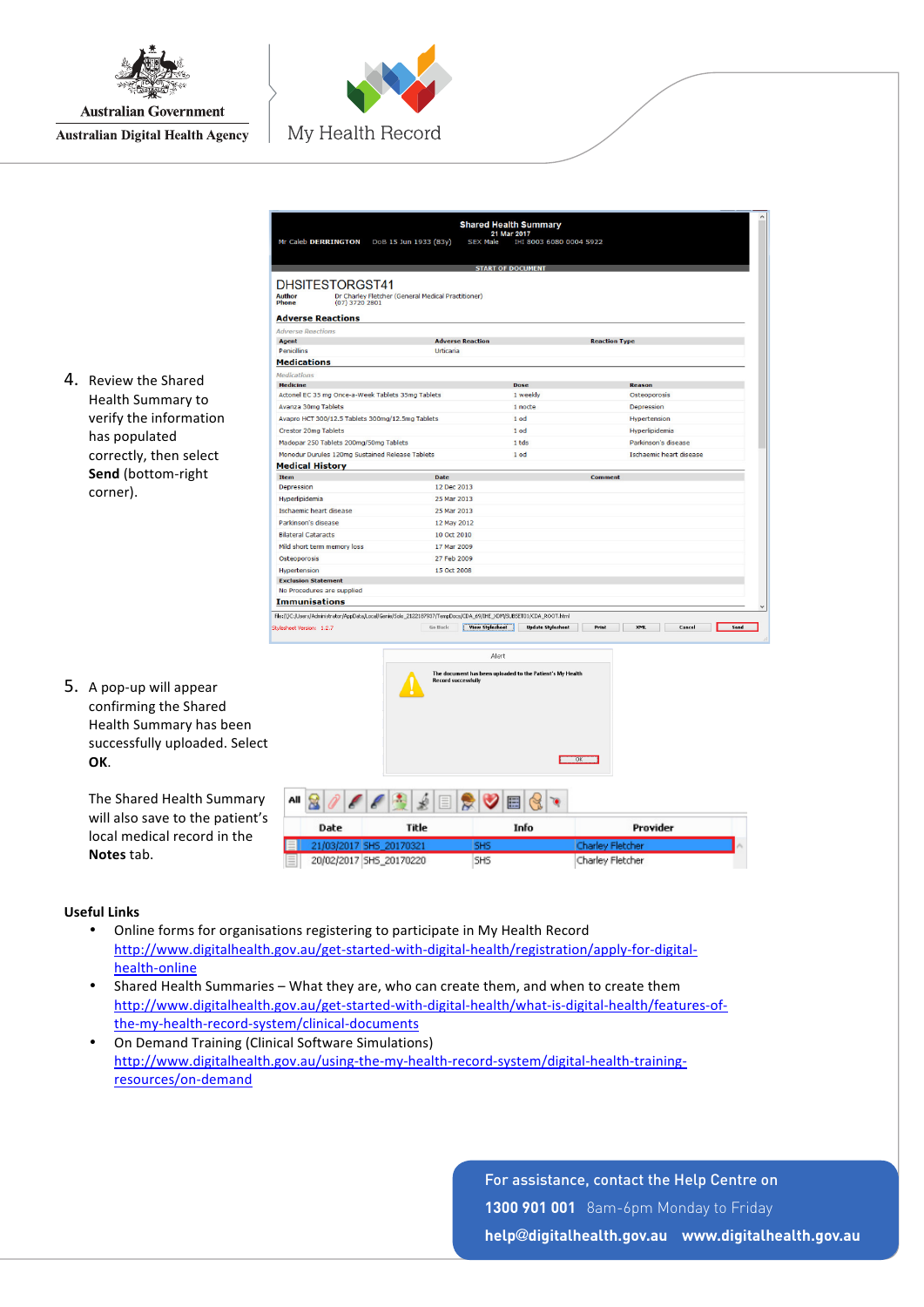4. Review the Shared Health Summary to verify the information has populated correctly, then select **Send** (bottom-right corner).

5. A pop-up will appear confirming the Shared Health Summary has been successfully uploaded. Select **OK**.

   The Shared Health Summary will also save to the patient's local medical record in the **Notes** tab.

**Useful Links**

- Online forms for organisations registering to participate in My Health Record
  http://www.digitalhealth.gov.au/get-started-with-digital-health/registration/apply-for-digital-health-online
- Shared Health Summaries – What they are, who can create them, and when to create them
  http://www.digitalhealth.gov.au/get-started-with-digital-health/what-is-digital-health/features-of-the-my-health-record-system/clinical-documents
- On Demand Training (Clinical Software Simulations)
  http://www.digitalhealth.gov.au/using-the-my-health-record-system/digital-health-training-resources/on-demand

For assistance, contact the Help Centre on
**1300 901 001** 8am-6pm Monday to Friday
**help@digitalhealth.gov.au** **www.digitalhealth.gov.au**